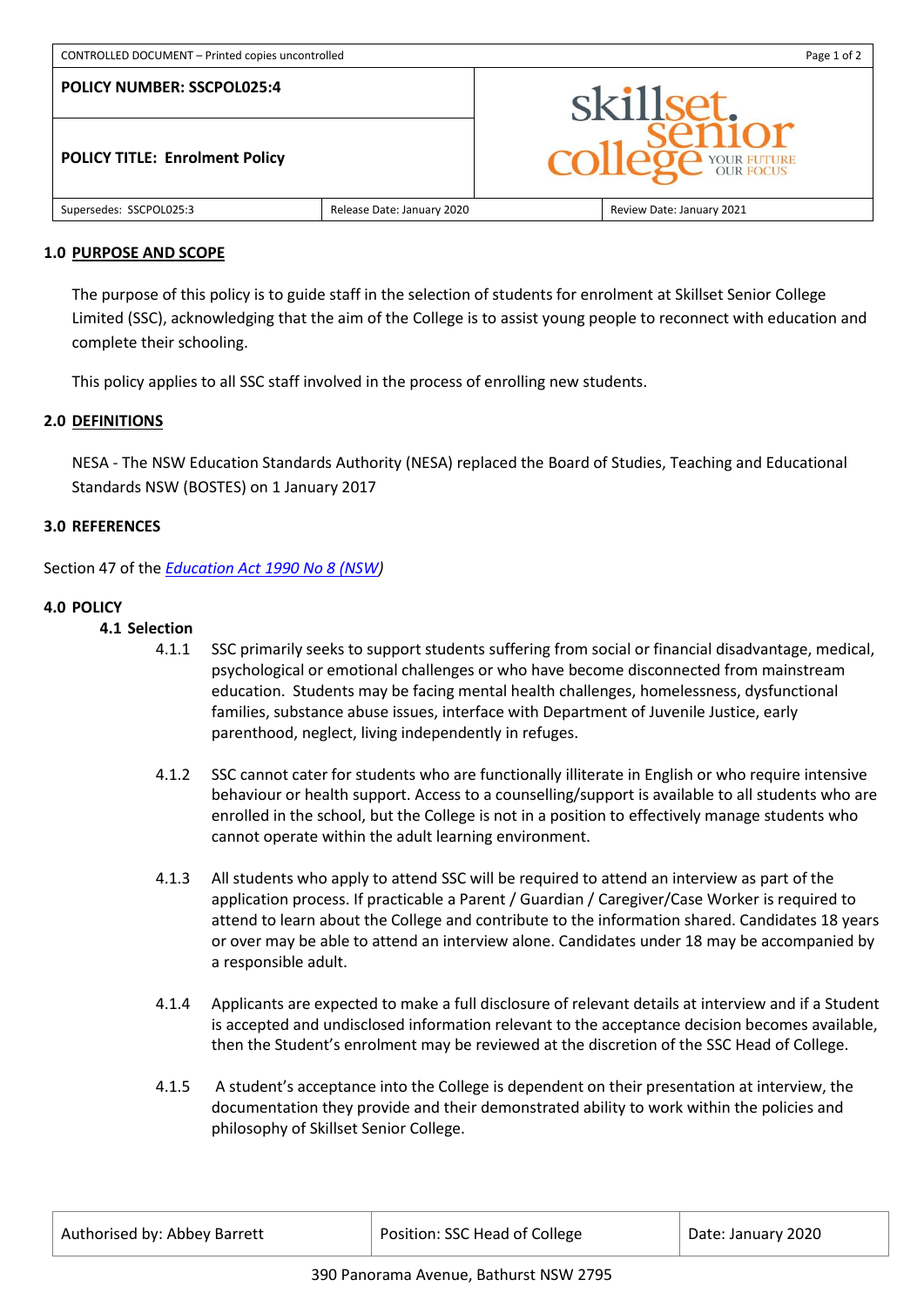| POLICY NUMBER: SSCPOL025:4 | | |
| --- | --- | --- |
| **POLICY TITLE: Enrolment Policy** | | |
| Supersedes: SSCPOL025:3 | Release Date: January 2020 | Review Date: January 2021 |

## 1.0 PURPOSE AND SCOPE

The purpose of this policy is to guide staff in the selection of students for enrolment at Skillset Senior College Limited (SSC), acknowledging that the aim of the College is to assist young people to reconnect with education and complete their schooling.

This policy applies to all SSC staff involved in the process of enrolling new students.

## 2.0 DEFINITIONS

NESA - The NSW Education Standards Authority (NESA) replaced the Board of Studies, Teaching and Educational Standards NSW (BOSTES) on 1 January 2017

## 3.0 REFERENCES

Section 47 of the *Education Act 1990 No 8 (NSW)*

## 4.0 POLICY

### 4.1 Selection

4.1.1 SSC primarily seeks to support students suffering from social or financial disadvantage, medical, psychological or emotional challenges or who have become disconnected from mainstream education. Students may be facing mental health challenges, homelessness, dysfunctional families, substance abuse issues, interface with Department of Juvenile Justice, early parenthood, neglect, living independently in refuges.

4.1.2 SSC cannot cater for students who are functionally illiterate in English or who require intensive behaviour or health support. Access to a counselling/support is available to all students who are enrolled in the school, but the College is not in a position to effectively manage students who cannot operate within the adult learning environment.

4.1.3 All students who apply to attend SSC will be required to attend an interview as part of the application process. If practicable a Parent / Guardian / Caregiver/Case Worker is required to attend to learn about the College and contribute to the information shared. Candidates 18 years or over may be able to attend an interview alone. Candidates under 18 may be accompanied by a responsible adult.

4.1.4 Applicants are expected to make a full disclosure of relevant details at interview and if a Student is accepted and undisclosed information relevant to the acceptance decision becomes available, then the Student's enrolment may be reviewed at the discretion of the SSC Head of College.

4.1.5 A student's acceptance into the College is dependent on their presentation at interview, the documentation they provide and their demonstrated ability to work within the policies and philosophy of Skillset Senior College.

| Authorised by: Abbey Barrett | Position: SSC Head of College | Date: January 2020 |
| --- | --- | --- |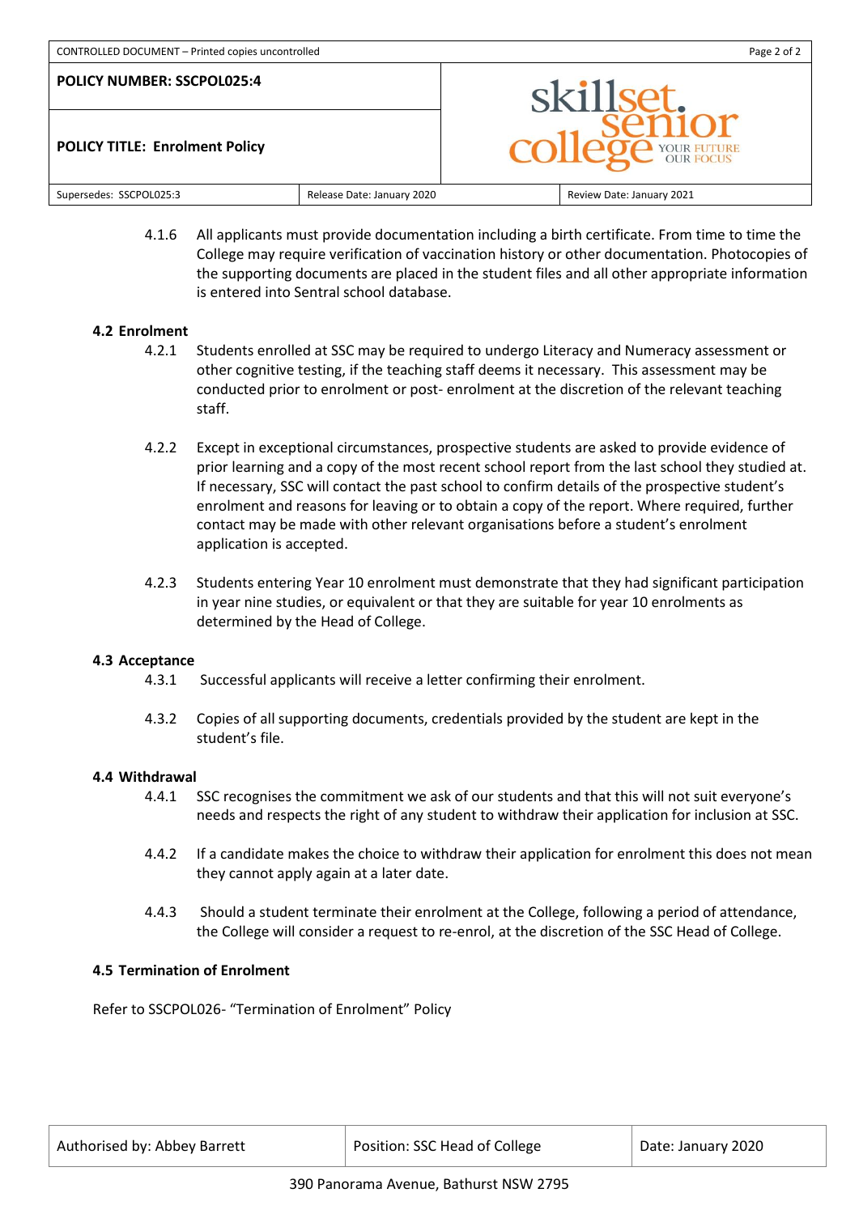4.1.6 All applicants must provide documentation including a birth certificate. From time to time the College may require verification of vaccination history or other documentation. Photocopies of the supporting documents are placed in the student files and all other appropriate information is entered into Sentral school database.

### 4.2 Enrolment

4.2.1 Students enrolled at SSC may be required to undergo Literacy and Numeracy assessment or other cognitive testing, if the teaching staff deems it necessary. This assessment may be conducted prior to enrolment or post- enrolment at the discretion of the relevant teaching staff.

4.2.2 Except in exceptional circumstances, prospective students are asked to provide evidence of prior learning and a copy of the most recent school report from the last school they studied at. If necessary, SSC will contact the past school to confirm details of the prospective student's enrolment and reasons for leaving or to obtain a copy of the report. Where required, further contact may be made with other relevant organisations before a student's enrolment application is accepted.

4.2.3 Students entering Year 10 enrolment must demonstrate that they had significant participation in year nine studies, or equivalent or that they are suitable for year 10 enrolments as determined by the Head of College.

### 4.3 Acceptance

4.3.1 Successful applicants will receive a letter confirming their enrolment.

4.3.2 Copies of all supporting documents, credentials provided by the student are kept in the student's file.

### 4.4 Withdrawal

4.4.1 SSC recognises the commitment we ask of our students and that this will not suit everyone's needs and respects the right of any student to withdraw their application for inclusion at SSC.

4.4.2 If a candidate makes the choice to withdraw their application for enrolment this does not mean they cannot apply again at a later date.

4.4.3 Should a student terminate their enrolment at the College, following a period of attendance, the College will consider a request to re-enrol, at the discretion of the SSC Head of College.

### 4.5 Termination of Enrolment

Refer to SSCPOL026- "Termination of Enrolment" Policy

| | | |
|---|---|---|
| Authorised by: Abbey Barrett | Position: SSC Head of College | Date: January 2020 |

390 Panorama Avenue, Bathurst NSW 2795